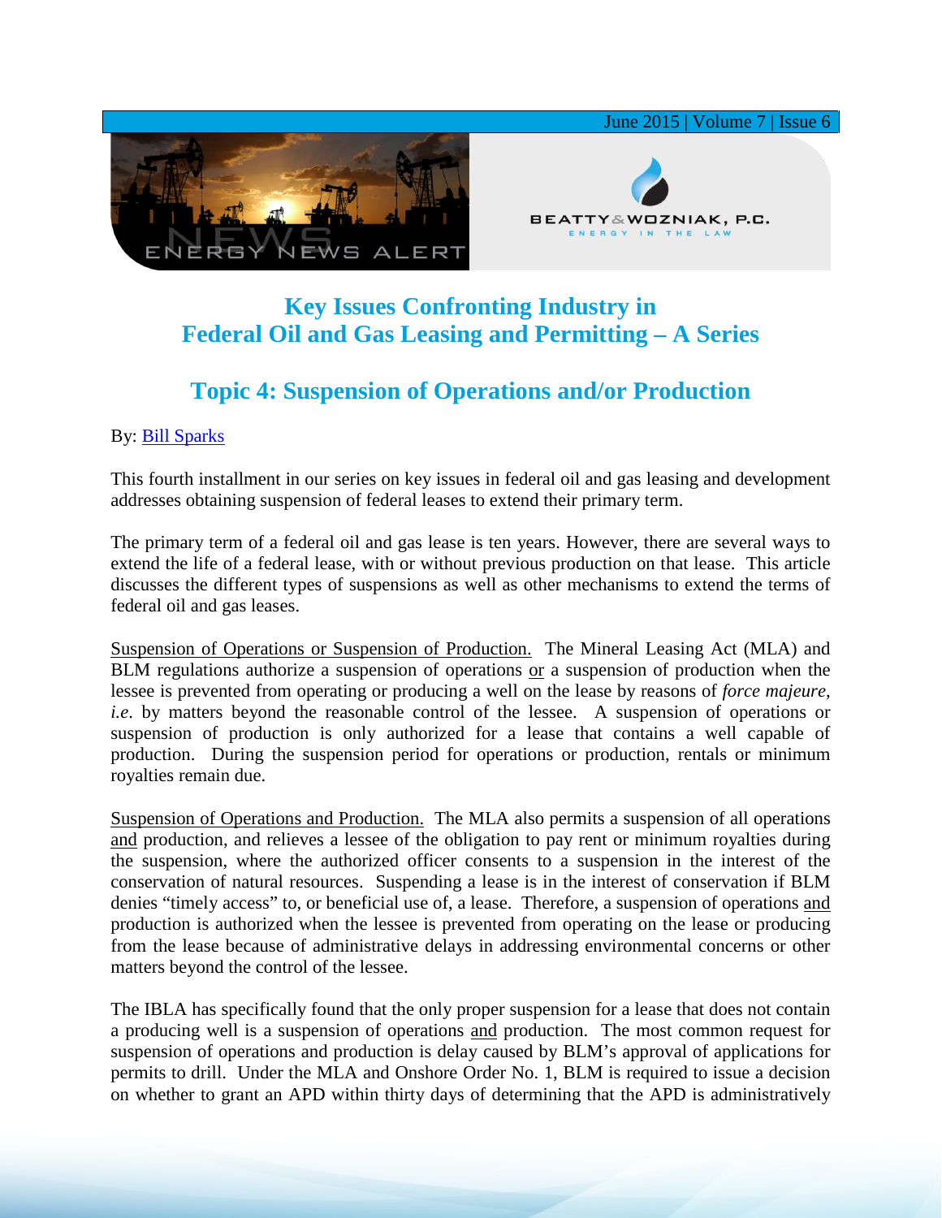# Key Issues Confronting Industry in Federal Oil and Gas Leasing and Permitting – A Series

## Topic 4: Suspension of Operations and/or Production

By: Bill Sparks

This fourth installment in our series on key issues in federal oil and gas leasing and development addresses obtaining suspension of federal leases to extend their primary term.

The primary term of a federal oil and gas lease is ten years. However, there are several ways to extend the life of a federal lease, with or without previous production on that lease. This article discusses the different types of suspensions as well as other mechanisms to extend the terms of federal oil and gas leases.

Suspension of Operations or Suspension of Production. The Mineral Leasing Act (MLA) and BLM regulations authorize a suspension of operations or a suspension of production when the lessee is prevented from operating or producing a well on the lease by reasons of *force majeure*, *i.e*. by matters beyond the reasonable control of the lessee. A suspension of operations or suspension of production is only authorized for a lease that contains a well capable of production. During the suspension period for operations or production, rentals or minimum royalties remain due.

Suspension of Operations and Production. The MLA also permits a suspension of all operations and production, and relieves a lessee of the obligation to pay rent or minimum royalties during the suspension, where the authorized officer consents to a suspension in the interest of the conservation of natural resources. Suspending a lease is in the interest of conservation if BLM denies "timely access" to, or beneficial use of, a lease. Therefore, a suspension of operations and production is authorized when the lessee is prevented from operating on the lease or producing from the lease because of administrative delays in addressing environmental concerns or other matters beyond the control of the lessee.

The IBLA has specifically found that the only proper suspension for a lease that does not contain a producing well is a suspension of operations and production. The most common request for suspension of operations and production is delay caused by BLM's approval of applications for permits to drill. Under the MLA and Onshore Order No. 1, BLM is required to issue a decision on whether to grant an APD within thirty days of determining that the APD is administratively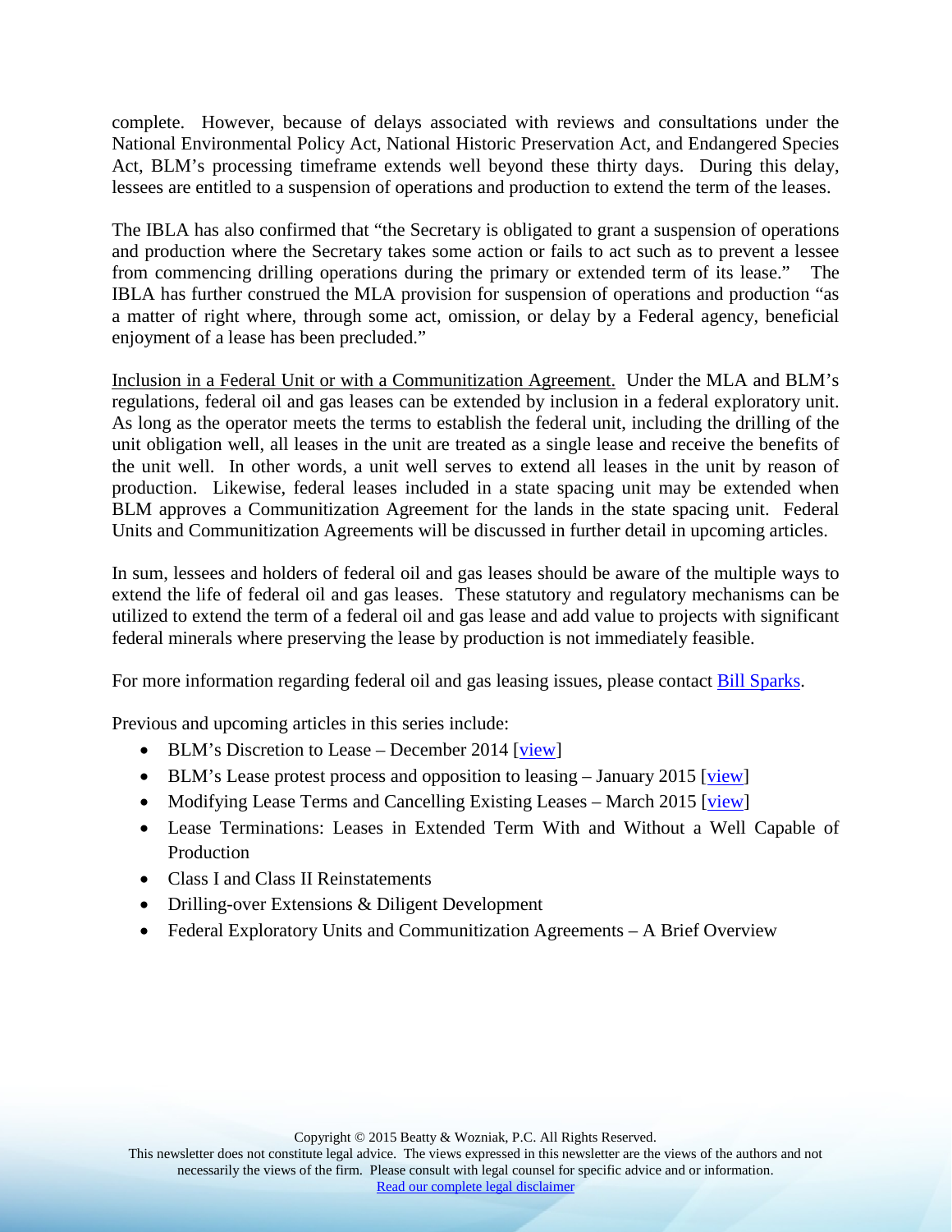complete. However, because of delays associated with reviews and consultations under the National Environmental Policy Act, National Historic Preservation Act, and Endangered Species Act, BLM's processing timeframe extends well beyond these thirty days. During this delay, lessees are entitled to a suspension of operations and production to extend the term of the leases.

The IBLA has also confirmed that "the Secretary is obligated to grant a suspension of operations and production where the Secretary takes some action or fails to act such as to prevent a lessee from commencing drilling operations during the primary or extended term of its lease." The IBLA has further construed the MLA provision for suspension of operations and production "as a matter of right where, through some act, omission, or delay by a Federal agency, beneficial enjoyment of a lease has been precluded."

<u>Inclusion in a Federal Unit or with a Communitization Agreement.</u> Under the MLA and BLM's regulations, federal oil and gas leases can be extended by inclusion in a federal exploratory unit. As long as the operator meets the terms to establish the federal unit, including the drilling of the unit obligation well, all leases in the unit are treated as a single lease and receive the benefits of the unit well. In other words, a unit well serves to extend all leases in the unit by reason of production. Likewise, federal leases included in a state spacing unit may be extended when BLM approves a Communitization Agreement for the lands in the state spacing unit. Federal Units and Communitization Agreements will be discussed in further detail in upcoming articles.

In sum, lessees and holders of federal oil and gas leases should be aware of the multiple ways to extend the life of federal oil and gas leases. These statutory and regulatory mechanisms can be utilized to extend the term of a federal oil and gas lease and add value to projects with significant federal minerals where preserving the lease by production is not immediately feasible.

For more information regarding federal oil and gas leasing issues, please contact Bill Sparks.

Previous and upcoming articles in this series include:

- BLM's Discretion to Lease – December 2014 [view]
- BLM's Lease protest process and opposition to leasing – January 2015 [view]
- Modifying Lease Terms and Cancelling Existing Leases – March 2015 [view]
- Lease Terminations: Leases in Extended Term With and Without a Well Capable of Production
- Class I and Class II Reinstatements
- Drilling-over Extensions & Diligent Development
- Federal Exploratory Units and Communitization Agreements – A Brief Overview

Copyright © 2015 Beatty & Wozniak, P.C. All Rights Reserved.
This newsletter does not constitute legal advice. The views expressed in this newsletter are the views of the authors and not necessarily the views of the firm. Please consult with legal counsel for specific advice and or information.
Read our complete legal disclaimer